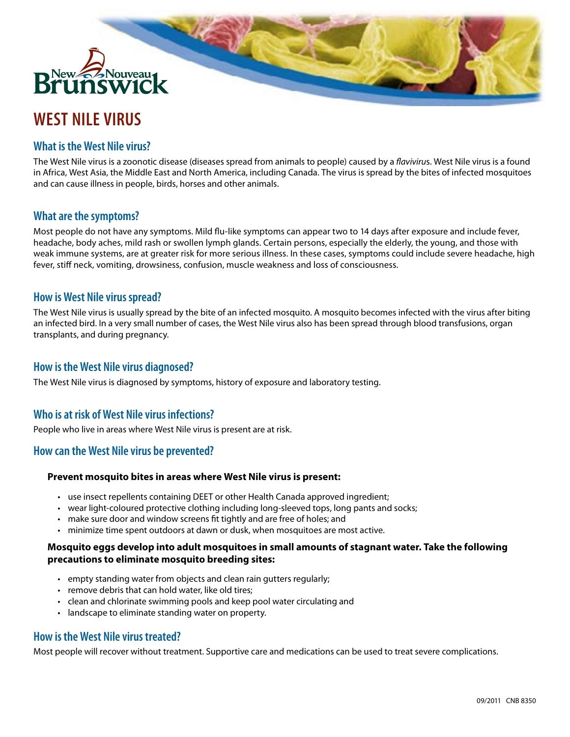# WEST NILE VIRUS

## What is the West Nile virus?

The West Nile virus is a zoonotic disease (diseases spread from animals to people) caused by a *flavivirus*. West Nile virus is a found in Africa, West Asia, the Middle East and North America, including Canada. The virus is spread by the bites of infected mosquitoes and can cause illness in people, birds, horses and other animals.

## What are the symptoms?

Most people do not have any symptoms. Mild flu-like symptoms can appear two to 14 days after exposure and include fever, headache, body aches, mild rash or swollen lymph glands. Certain persons, especially the elderly, the young, and those with weak immune systems, are at greater risk for more serious illness. In these cases, symptoms could include severe headache, high fever, stiff neck, vomiting, drowsiness, confusion, muscle weakness and loss of consciousness.

## How is West Nile virus spread?

The West Nile virus is usually spread by the bite of an infected mosquito. A mosquito becomes infected with the virus after biting an infected bird. In a very small number of cases, the West Nile virus also has been spread through blood transfusions, organ transplants, and during pregnancy.

## How is the West Nile virus diagnosed?

The West Nile virus is diagnosed by symptoms, history of exposure and laboratory testing.

## Who is at risk of West Nile virus infections?

People who live in areas where West Nile virus is present are at risk.

## How can the West Nile virus be prevented?

**Prevent mosquito bites in areas where West Nile virus is present:**

- use insect repellents containing DEET or other Health Canada approved ingredient;
- wear light-coloured protective clothing including long-sleeved tops, long pants and socks;
- make sure door and window screens fit tightly and are free of holes; and
- minimize time spent outdoors at dawn or dusk, when mosquitoes are most active.

**Mosquito eggs develop into adult mosquitoes in small amounts of stagnant water. Take the following precautions to eliminate mosquito breeding sites:**

- empty standing water from objects and clean rain gutters regularly;
- remove debris that can hold water, like old tires;
- clean and chlorinate swimming pools and keep pool water circulating and
- landscape to eliminate standing water on property.

## How is the West Nile virus treated?

Most people will recover without treatment. Supportive care and medications can be used to treat severe complications.

09/2011 CNB 8350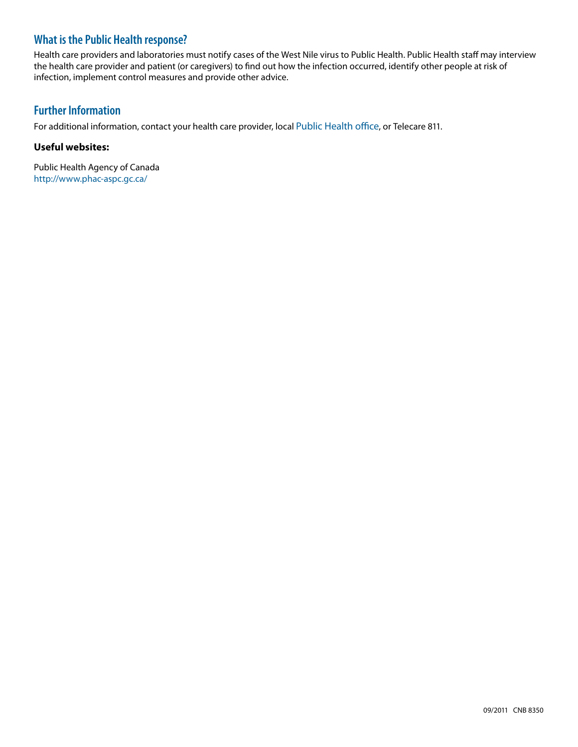## What is the Public Health response?

Health care providers and laboratories must notify cases of the West Nile virus to Public Health. Public Health staff may interview the health care provider and patient (or caregivers) to find out how the infection occurred, identify other people at risk of infection, implement control measures and provide other advice.

## Further Information

For additional information, contact your health care provider, local Public Health office, or Telecare 811.

**Useful websites:**

Public Health Agency of Canada
http://www.phac-aspc.gc.ca/

09/2011 CNB 8350